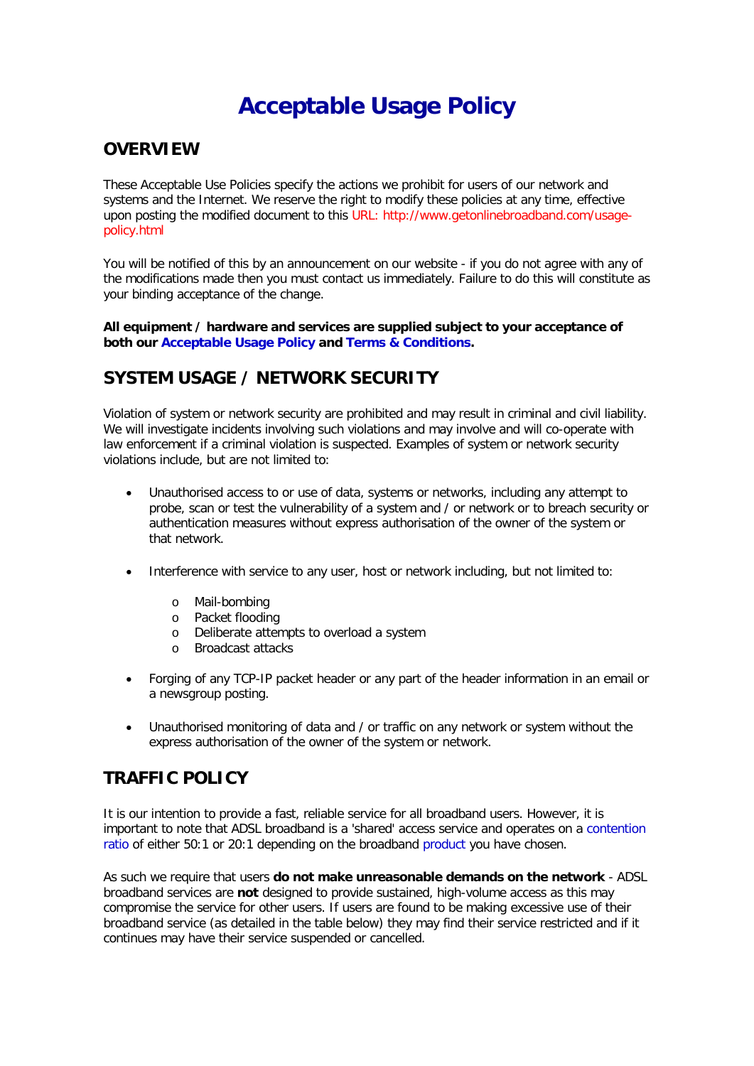# Acceptable Usage Policy

## OVERVIEW

These Acceptable Use Policies specify the actions we prohibit for users of our network and systems and the Internet. We reserve the right to modify these policies at any time, effective upon posting the modified document to this URL: http://www.getonlinebroadband.com/usage-policy.html

You will be notified of this by an announcement on our website - if you do not agree with any of the modifications made then you must contact us immediately. Failure to do this will constitute as your binding acceptance of the change.

**All equipment / hardware and services are supplied subject to your acceptance of both our Acceptable Usage Policy and Terms & Conditions.**

## SYSTEM USAGE / NETWORK SECURITY

Violation of system or network security are prohibited and may result in criminal and civil liability. We will investigate incidents involving such violations and may involve and will co-operate with law enforcement if a criminal violation is suspected. Examples of system or network security violations include, but are not limited to:

- Unauthorised access to or use of data, systems or networks, including any attempt to probe, scan or test the vulnerability of a system and / or network or to breach security or authentication measures without express authorisation of the owner of the system or that network.

- Interference with service to any user, host or network including, but not limited to:
  - Mail-bombing
  - Packet flooding
  - Deliberate attempts to overload a system
  - Broadcast attacks

- Forging of any TCP-IP packet header or any part of the header information in an email or a newsgroup posting.

- Unauthorised monitoring of data and / or traffic on any network or system without the express authorisation of the owner of the system or network.

## TRAFFIC POLICY

It is our intention to provide a fast, reliable service for all broadband users. However, it is important to note that ADSL broadband is a 'shared' access service and operates on a contention ratio of either 50:1 or 20:1 depending on the broadband product you have chosen.

As such we require that users **do not make unreasonable demands on the network** - ADSL broadband services are **not** designed to provide sustained, high-volume access as this may compromise the service for other users. If users are found to be making excessive use of their broadband service (as detailed in the table below) they may find their service restricted and if it continues may have their service suspended or cancelled.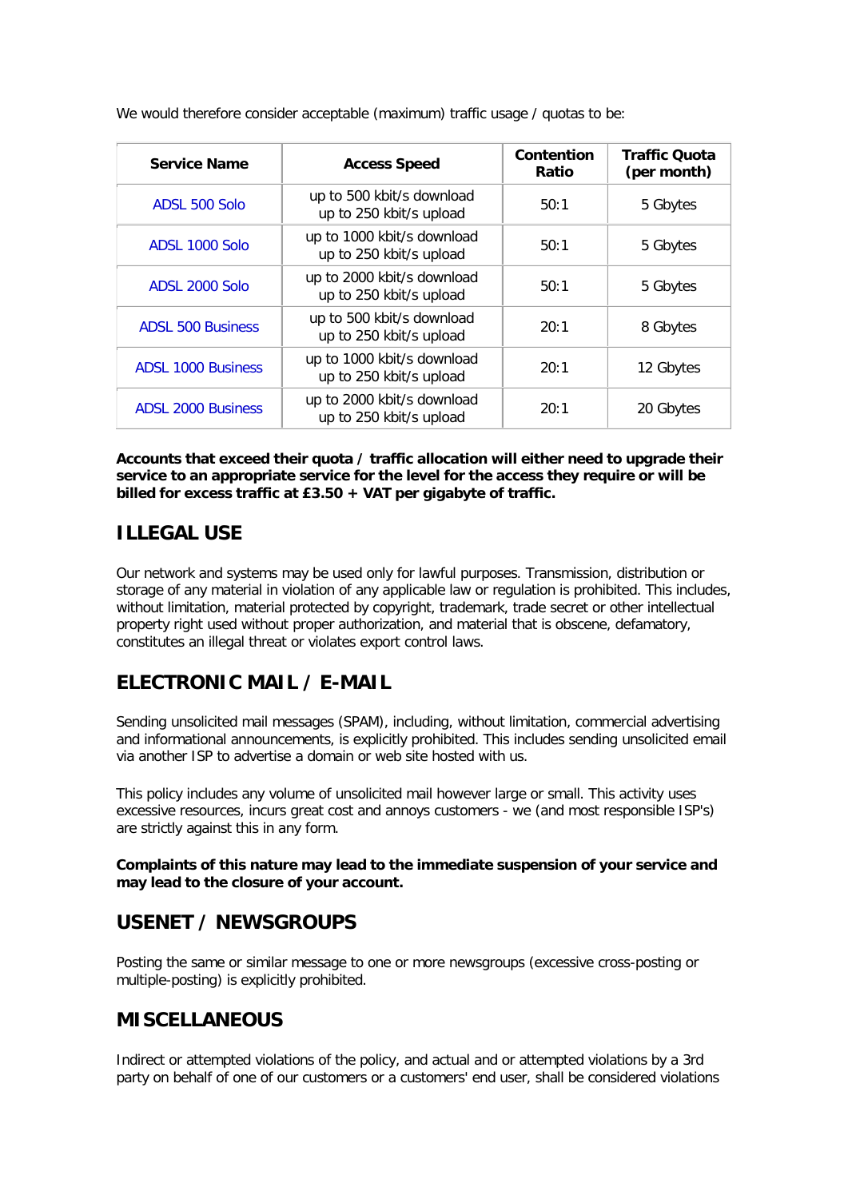We would therefore consider acceptable (maximum) traffic usage / quotas to be:

| Service Name | Access Speed | Contention Ratio | Traffic Quota (per month) |
|---|---|---|---|
| ADSL 500 Solo | up to 500 kbit/s download up to 250 kbit/s upload | 50:1 | 5 Gbytes |
| ADSL 1000 Solo | up to 1000 kbit/s download up to 250 kbit/s upload | 50:1 | 5 Gbytes |
| ADSL 2000 Solo | up to 2000 kbit/s download up to 250 kbit/s upload | 50:1 | 5 Gbytes |
| ADSL 500 Business | up to 500 kbit/s download up to 250 kbit/s upload | 20:1 | 8 Gbytes |
| ADSL 1000 Business | up to 1000 kbit/s download up to 250 kbit/s upload | 20:1 | 12 Gbytes |
| ADSL 2000 Business | up to 2000 kbit/s download up to 250 kbit/s upload | 20:1 | 20 Gbytes |

**Accounts that exceed their quota / traffic allocation will either need to upgrade their service to an appropriate service for the level for the access they require or will be billed for excess traffic at £3.50 + VAT per gigabyte of traffic.**

## ILLEGAL USE

Our network and systems may be used only for lawful purposes. Transmission, distribution or storage of any material in violation of any applicable law or regulation is prohibited. This includes, without limitation, material protected by copyright, trademark, trade secret or other intellectual property right used without proper authorization, and material that is obscene, defamatory, constitutes an illegal threat or violates export control laws.

## ELECTRONIC MAIL / E-MAIL

Sending unsolicited mail messages (SPAM), including, without limitation, commercial advertising and informational announcements, is explicitly prohibited. This includes sending unsolicited email via another ISP to advertise a domain or web site hosted with us.

This policy includes any volume of unsolicited mail however large or small. This activity uses excessive resources, incurs great cost and annoys customers - we (and most responsible ISP's) are strictly against this in any form.

**Complaints of this nature may lead to the immediate suspension of your service and may lead to the closure of your account.**

## USENET / NEWSGROUPS

Posting the same or similar message to one or more newsgroups (excessive cross-posting or multiple-posting) is explicitly prohibited.

## MISCELLANEOUS

Indirect or attempted violations of the policy, and actual and or attempted violations by a 3rd party on behalf of one of our customers or a customers' end user, shall be considered violations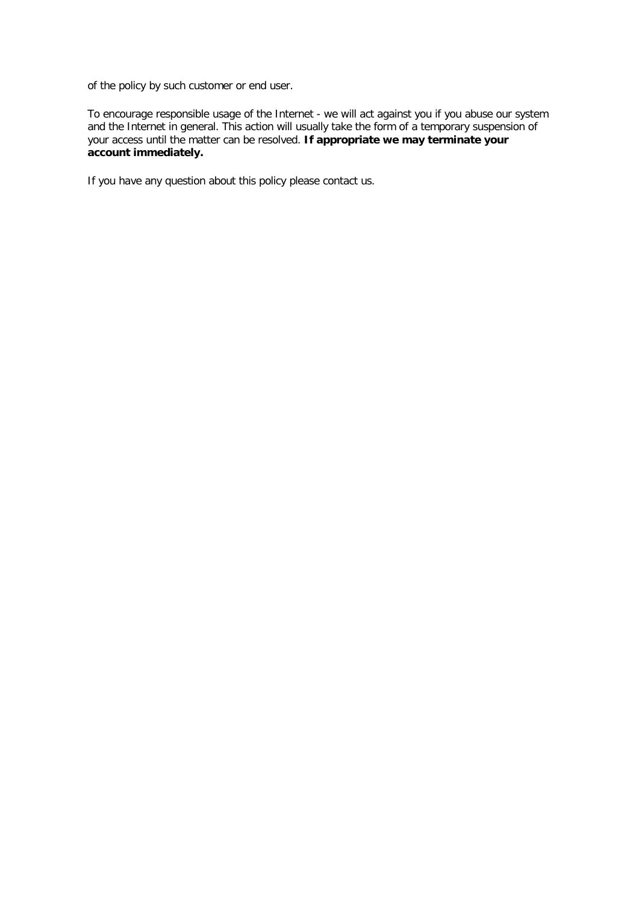of the policy by such customer or end user.

To encourage responsible usage of the Internet - we will act against you if you abuse our system and the Internet in general. This action will usually take the form of a temporary suspension of your access until the matter can be resolved. **If appropriate we may terminate your account immediately.**

If you have any question about this policy please contact us.